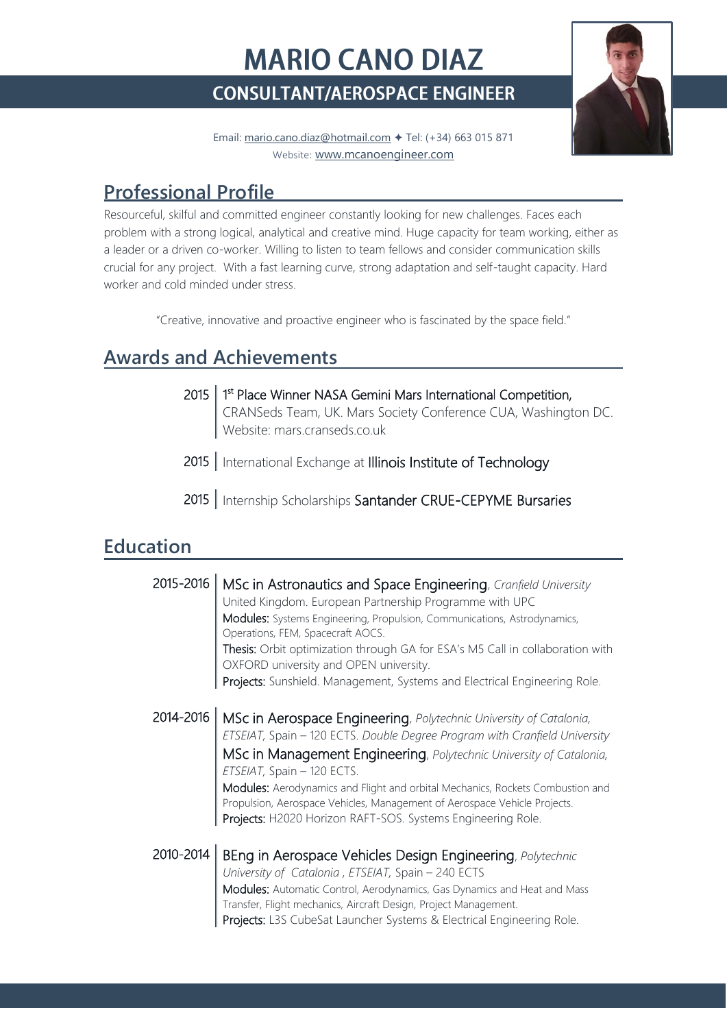# MARIO CANO DIAZ

## CONSULTANT/AEROSPACE ENGINEER

Email: mario.cano.diaz@hotmail.com ✦ Tel: (+34) 663 015 871
Website: www.mcanoengineer.com

## Professional Profile

Resourceful, skilful and committed engineer constantly looking for new challenges. Faces each problem with a strong logical, analytical and creative mind. Huge capacity for team working, either as a leader or a driven co-worker. Willing to listen to team fellows and consider communication skills crucial for any project. With a fast learning curve, strong adaptation and self-taught capacity. Hard worker and cold minded under stress.

"Creative, innovative and proactive engineer who is fascinated by the space field."

## Awards and Achievements

**2015** | 1st Place Winner NASA Gemini Mars International Competition, CRANSeds Team, UK. Mars Society Conference CUA, Washington DC. Website: mars.cranseds.co.uk

**2015** | International Exchange at **Illinois Institute of Technology**

**2015** | Internship Scholarships **Santander CRUE-CEPYME Bursaries**

## Education

**2015-2016** | **MSc in Astronautics and Space Engineering**, *Cranfield University*
United Kingdom. European Partnership Programme with UPC
**Modules:** Systems Engineering, Propulsion, Communications, Astrodynamics, Operations, FEM, Spacecraft AOCS.
**Thesis:** Orbit optimization through GA for ESA's M5 Call in collaboration with OXFORD university and OPEN university.
**Projects:** Sunshield. Management, Systems and Electrical Engineering Role.

**2014-2016** | **MSc in Aerospace Engineering**, *Polytechnic University of Catalonia, ETSEIAT*, Spain – 120 ECTS. *Double Degree Program with Cranfield University*
**MSc in Management Engineering**, *Polytechnic University of Catalonia, ETSEIAT*, Spain – 120 ECTS.
**Modules:** Aerodynamics and Flight and orbital Mechanics, Rockets Combustion and Propulsion, Aerospace Vehicles, Management of Aerospace Vehicle Projects.
**Projects:** H2020 Horizon RAFT-SOS. Systems Engineering Role.

**2010-2014** | **BEng in Aerospace Vehicles Design Engineering**, *Polytechnic University of Catalonia , ETSEIAT*, Spain – 240 ECTS
**Modules:** Automatic Control, Aerodynamics, Gas Dynamics and Heat and Mass Transfer, Flight mechanics, Aircraft Design, Project Management.
**Projects:** L3S CubeSat Launcher Systems & Electrical Engineering Role.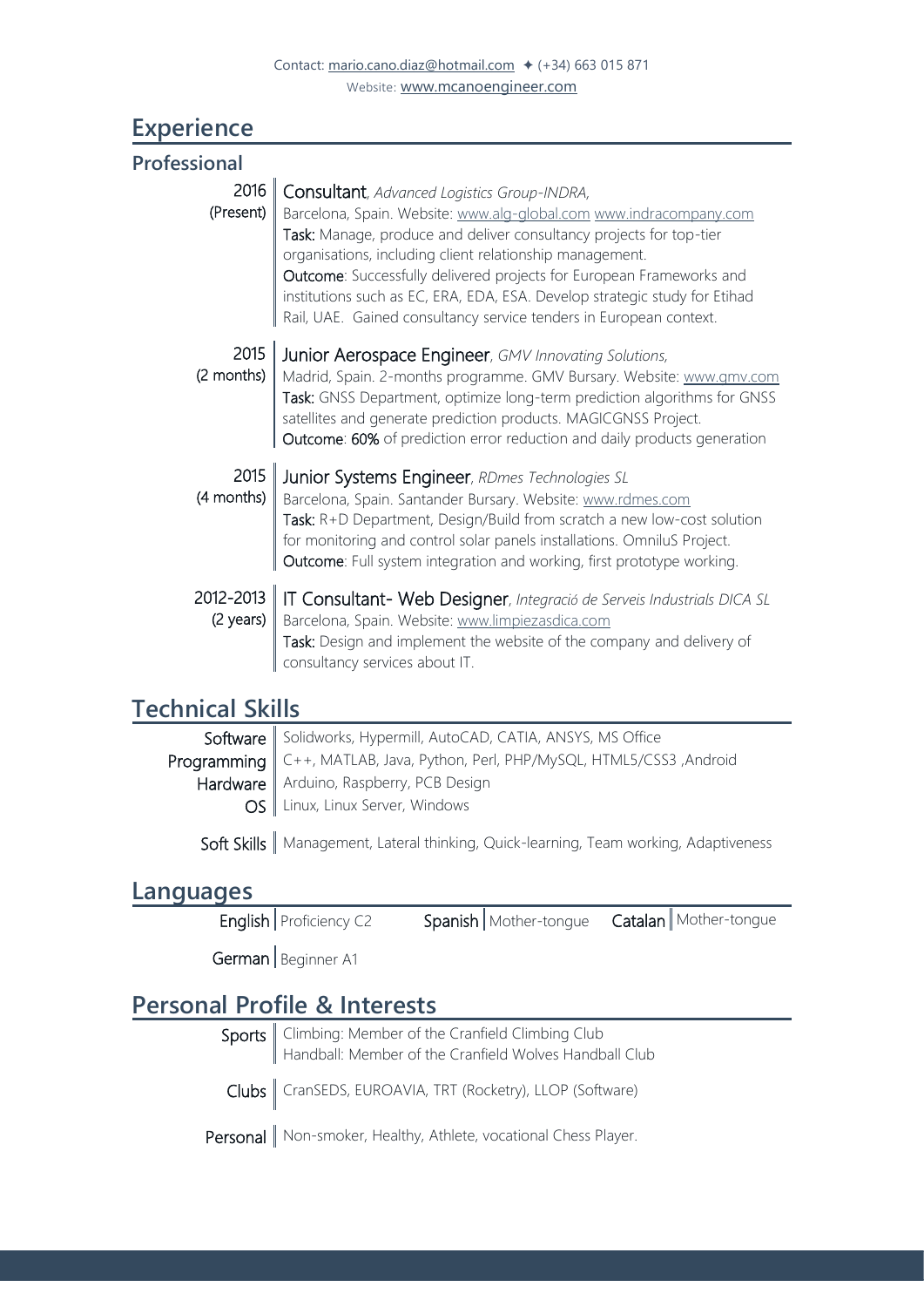Contact: mario.cano.diaz@hotmail.com ✦ (+34) 663 015 871
Website: www.mcanoengineer.com

# Experience

## Professional

**2016 (Present)** | **Consultant**, *Advanced Logistics Group-INDRA,*
Barcelona, Spain. Website: www.alg-global.com www.indracompany.com
**Task:** Manage, produce and deliver consultancy projects for top-tier organisations, including client relationship management.
**Outcome**: Successfully delivered projects for European Frameworks and institutions such as EC, ERA, EDA, ESA. Develop strategic study for Etihad Rail, UAE. Gained consultancy service tenders in European context.

**2015 (2 months)** | **Junior Aerospace Engineer**, *GMV Innovating Solutions,*
Madrid, Spain. 2-months programme. GMV Bursary. Website: www.gmv.com
**Task:** GNSS Department, optimize long-term prediction algorithms for GNSS satellites and generate prediction products. MAGICGNSS Project.
**Outcome**: **60%** of prediction error reduction and daily products generation

**2015 (4 months)** | **Junior Systems Engineer**, *RDmes Technologies SL*
Barcelona, Spain. Santander Bursary. Website: www.rdmes.com
**Task:** R+D Department, Design/Build from scratch a new low-cost solution for monitoring and control solar panels installations. OmniluS Project.
**Outcome**: Full system integration and working, first prototype working.

**2012-2013 (2 years)** | **IT Consultant- Web Designer**, *Integració de Serveis Industrials DICA SL*
Barcelona, Spain. Website: www.limpiezasdica.com
**Task:** Design and implement the website of the company and delivery of consultancy services about IT.

# Technical Skills

| | |
|---|---|
| Software | Solidworks, Hypermill, AutoCAD, CATIA, ANSYS, MS Office |
| Programming | C++, MATLAB, Java, Python, Perl, PHP/MySQL, HTML5/CSS3 ,Android |
| Hardware | Arduino, Raspberry, PCB Design |
| OS | Linux, Linux Server, Windows |
| Soft Skills | Management, Lateral thinking, Quick-learning, Team working, Adaptiveness |

# Languages

**English** | Proficiency C2 **Spanish** | Mother-tongue **Catalan** | Mother-tongue

**German** | Beginner A1

# Personal Profile & Interests

**Sports** | Climbing: Member of the Cranfield Climbing Club
Handball: Member of the Cranfield Wolves Handball Club

**Clubs** | CranSEDS, EUROAVIA, TRT (Rocketry), LLOP (Software)

**Personal** | Non-smoker, Healthy, Athlete, vocational Chess Player.